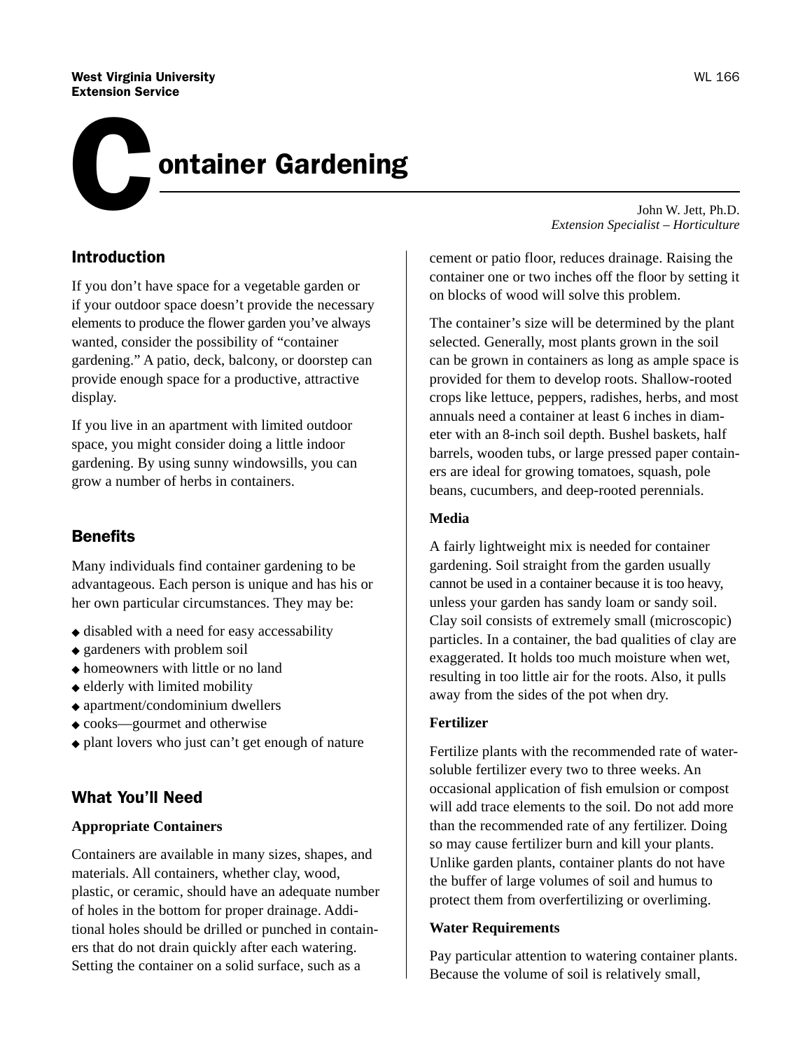West Virginia University
Extension Service

# Container Gardening

John W. Jett, Ph.D.
*Extension Specialist – Horticulture*

## Introduction

If you don't have space for a vegetable garden or if your outdoor space doesn't provide the necessary elements to produce the flower garden you've always wanted, consider the possibility of "container gardening." A patio, deck, balcony, or doorstep can provide enough space for a productive, attractive display.

If you live in an apartment with limited outdoor space, you might consider doing a little indoor gardening. By using sunny windowsills, you can grow a number of herbs in containers.

## Benefits

Many individuals find container gardening to be advantageous. Each person is unique and has his or her own particular circumstances. They may be:

- disabled with a need for easy accessability
- gardeners with problem soil
- homeowners with little or no land
- elderly with limited mobility
- apartment/condominium dwellers
- cooks—gourmet and otherwise
- plant lovers who just can't get enough of nature

## What You'll Need

**Appropriate Containers**

Containers are available in many sizes, shapes, and materials. All containers, whether clay, wood, plastic, or ceramic, should have an adequate number of holes in the bottom for proper drainage. Additional holes should be drilled or punched in containers that do not drain quickly after each watering. Setting the container on a solid surface, such as a cement or patio floor, reduces drainage. Raising the container one or two inches off the floor by setting it on blocks of wood will solve this problem.

The container's size will be determined by the plant selected. Generally, most plants grown in the soil can be grown in containers as long as ample space is provided for them to develop roots. Shallow-rooted crops like lettuce, peppers, radishes, herbs, and most annuals need a container at least 6 inches in diameter with an 8-inch soil depth. Bushel baskets, half barrels, wooden tubs, or large pressed paper containers are ideal for growing tomatoes, squash, pole beans, cucumbers, and deep-rooted perennials.

**Media**

A fairly lightweight mix is needed for container gardening. Soil straight from the garden usually cannot be used in a container because it is too heavy, unless your garden has sandy loam or sandy soil. Clay soil consists of extremely small (microscopic) particles. In a container, the bad qualities of clay are exaggerated. It holds too much moisture when wet, resulting in too little air for the roots. Also, it pulls away from the sides of the pot when dry.

**Fertilizer**

Fertilize plants with the recommended rate of water-soluble fertilizer every two to three weeks. An occasional application of fish emulsion or compost will add trace elements to the soil. Do not add more than the recommended rate of any fertilizer. Doing so may cause fertilizer burn and kill your plants. Unlike garden plants, container plants do not have the buffer of large volumes of soil and humus to protect them from overfertilizing or overliming.

**Water Requirements**

Pay particular attention to watering container plants. Because the volume of soil is relatively small,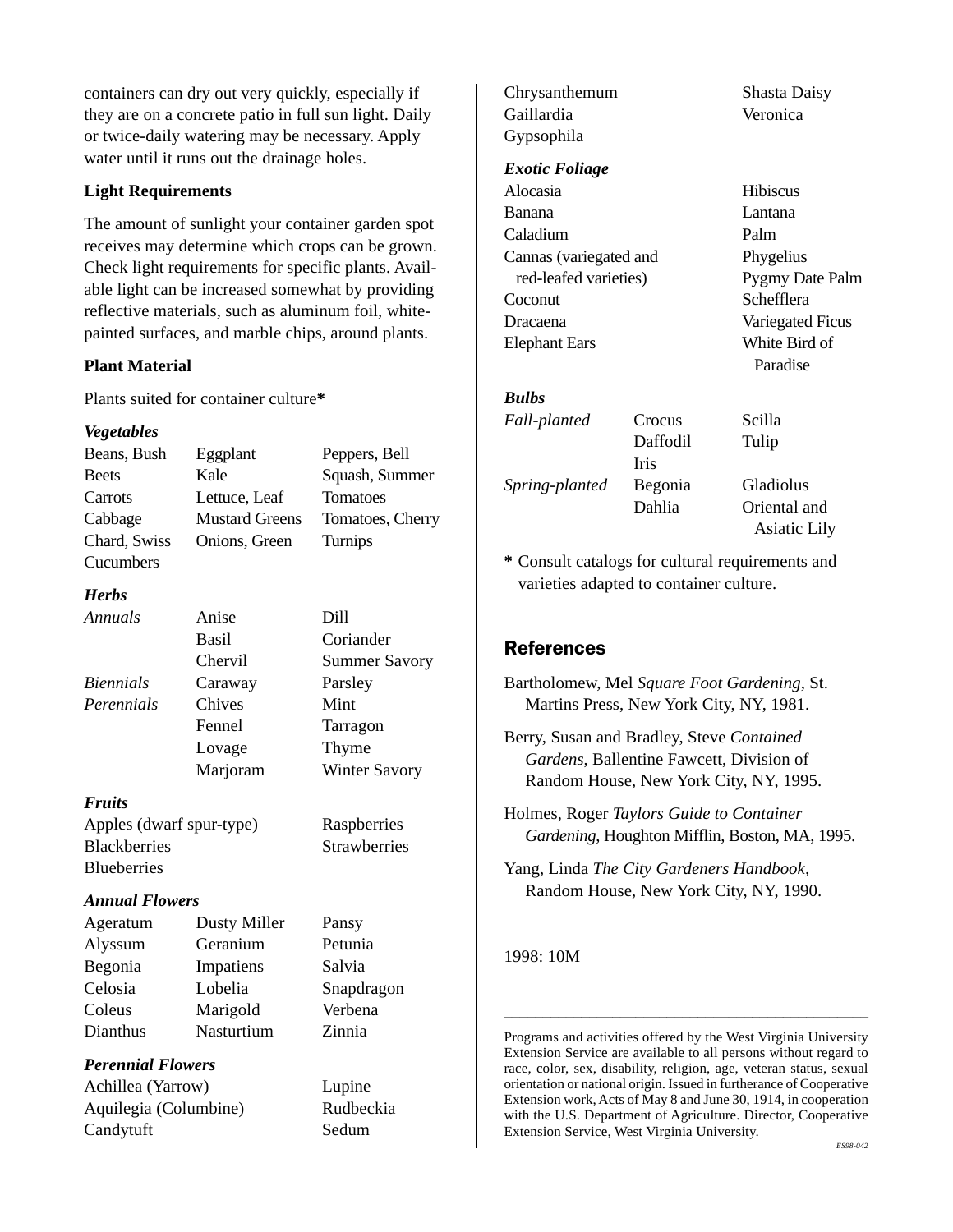containers can dry out very quickly, especially if they are on a concrete patio in full sun light. Daily or twice-daily watering may be necessary. Apply water until it runs out the drainage holes.

### Light Requirements

The amount of sunlight your container garden spot receives may determine which crops can be grown. Check light requirements for specific plants. Available light can be increased somewhat by providing reflective materials, such as aluminum foil, white-painted surfaces, and marble chips, around plants.

### Plant Material

Plants suited for container culture*

***Vegetables***

| | | |
|---|---|---|
| Beans, Bush | Eggplant | Peppers, Bell |
| Beets | Kale | Squash, Summer |
| Carrots | Lettuce, Leaf | Tomatoes |
| Cabbage | Mustard Greens | Tomatoes, Cherry |
| Chard, Swiss | Onions, Green | Turnips |
| Cucumbers | | |

***Herbs***

| | | |
|---|---|---|
| *Annuals* | Anise | Dill |
| | Basil | Coriander |
| | Chervil | Summer Savory |
| *Biennials* | Caraway | Parsley |
| *Perennials* | Chives | Mint |
| | Fennel | Tarragon |
| | Lovage | Thyme |
| | Marjoram | Winter Savory |

***Fruits***

| | |
|---|---|
| Apples (dwarf spur-type) | Raspberries |
| Blackberries | Strawberries |
| Blueberries | |

***Annual Flowers***

| | | |
|---|---|---|
| Ageratum | Dusty Miller | Pansy |
| Alyssum | Geranium | Petunia |
| Begonia | Impatiens | Salvia |
| Celosia | Lobelia | Snapdragon |
| Coleus | Marigold | Verbena |
| Dianthus | Nasturtium | Zinnia |

***Perennial Flowers***

| | |
|---|---|
| Achillea (Yarrow) | Lupine |
| Aquilegia (Columbine) | Rudbeckia |
| Candytuft | Sedum |
| Chrysanthemum | Shasta Daisy |
| Gaillardia | Veronica |
| Gypsophila | |

***Exotic Foliage***

| | |
|---|---|
| Alocasia | Hibiscus |
| Banana | Lantana |
| Caladium | Palm |
| Cannas (variegated and red-leafed varieties) | Phygelius |
| | Pygmy Date Palm |
| Coconut | Schefflera |
| Dracaena | Variegated Ficus |
| Elephant Ears | White Bird of Paradise |

***Bulbs***

| | | |
|---|---|---|
| *Fall-planted* | Crocus | Scilla |
| | Daffodil | Tulip |
| | Iris | |
| *Spring-planted* | Begonia | Gladiolus |
| | Dahlia | Oriental and Asiatic Lily |

**\*** Consult catalogs for cultural requirements and varieties adapted to container culture.

## References

Bartholomew, Mel *Square Foot Gardening*, St. Martins Press, New York City, NY, 1981.

Berry, Susan and Bradley, Steve *Contained Gardens*, Ballentine Fawcett, Division of Random House, New York City, NY, 1995.

Holmes, Roger *Taylors Guide to Container Gardening*, Houghton Mifflin, Boston, MA, 1995.

Yang, Linda *The City Gardeners Handbook*, Random House, New York City, NY, 1990.

1998: 10M

---

Programs and activities offered by the West Virginia University Extension Service are available to all persons without regard to race, color, sex, disability, religion, age, veteran status, sexual orientation or national origin. Issued in furtherance of Cooperative Extension work, Acts of May 8 and June 30, 1914, in cooperation with the U.S. Department of Agriculture. Director, Cooperative Extension Service, West Virginia University.

ES98-042